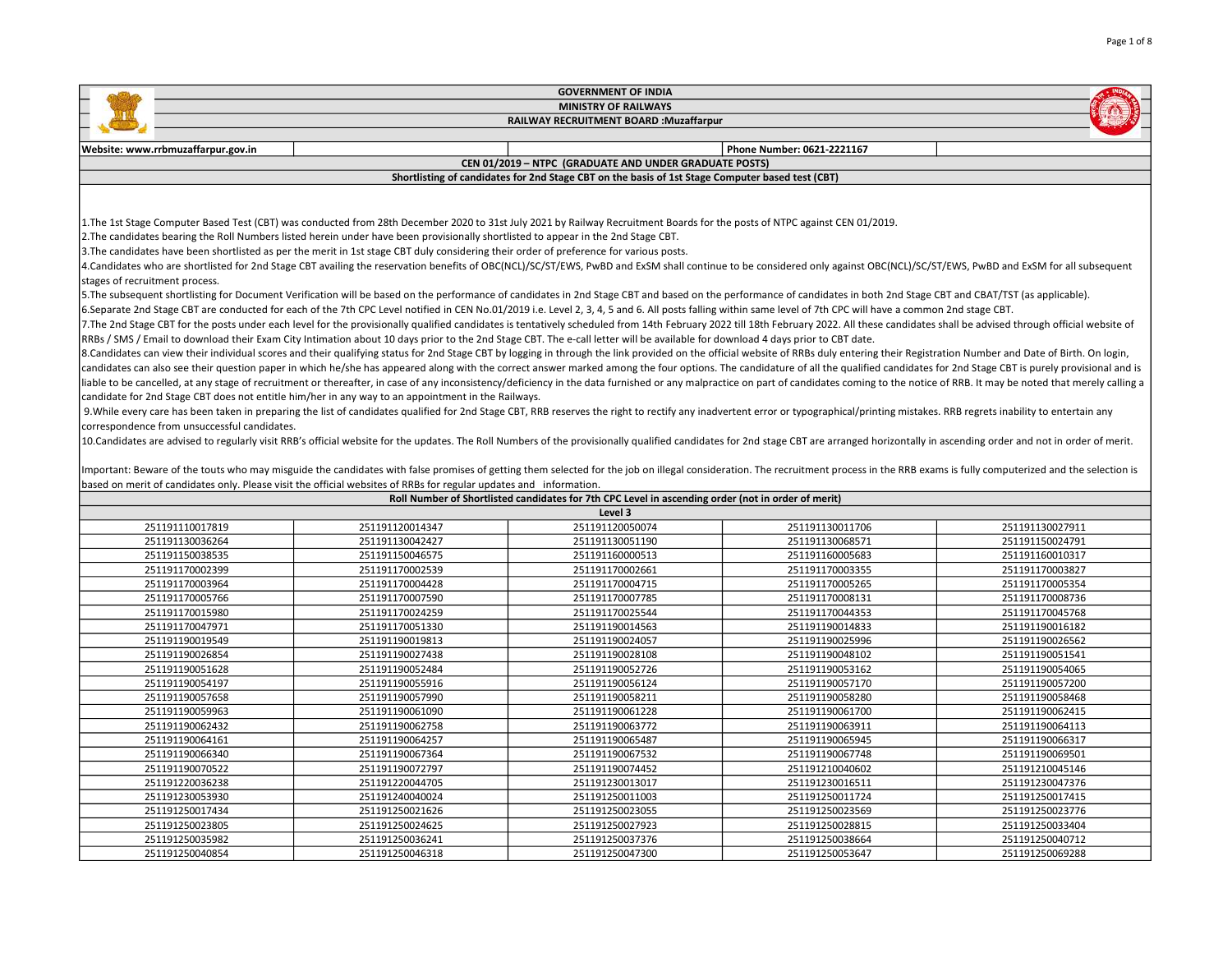# GOVERNMENT OF INDIA

## MINISTRY OF RAILWAYS

## RAILWAY RECRUITMENT BOARD :Muzaffarpur

**Website: www.rrbmuzaffarpur.gov.in** | **Phone Number: 0621-2221167**

**CEN 01/2019 – NTPC (GRADUATE AND UNDER GRADUATE POSTS)**

**Shortlisting of candidates for 2nd Stage CBT on the basis of 1st Stage Computer based test (CBT)**

1.The 1st Stage Computer Based Test (CBT) was conducted from 28th December 2020 to 31st July 2021 by Railway Recruitment Boards for the posts of NTPC against CEN 01/2019.

2.The candidates bearing the Roll Numbers listed herein under have been provisionally shortlisted to appear in the 2nd Stage CBT.

3.The candidates have been shortlisted as per the merit in 1st stage CBT duly considering their order of preference for various posts.

4.Candidates who are shortlisted for 2nd Stage CBT availing the reservation benefits of OBC(NCL)/SC/ST/EWS, PwBD and ExSM shall continue to be considered only against OBC(NCL)/SC/ST/EWS, PwBD and ExSM for all subsequent stages of recruitment process.

5.The subsequent shortlisting for Document Verification will be based on the performance of candidates in 2nd Stage CBT and based on the performance of candidates in both 2nd Stage CBT and CBAT/TST (as applicable).

6.Separate 2nd Stage CBT are conducted for each of the 7th CPC Level notified in CEN No.01/2019 i.e. Level 2, 3, 4, 5 and 6. All posts falling within same level of 7th CPC will have a common 2nd stage CBT.

7.The 2nd Stage CBT for the posts under each level for the provisionally qualified candidates is tentatively scheduled from 14th February 2022 till 18th February 2022. All these candidates shall be advised through official website of RRBs / SMS / Email to download their Exam City Intimation about 10 days prior to the 2nd Stage CBT. The e-call letter will be available for download 4 days prior to CBT date.

8.Candidates can view their individual scores and their qualifying status for 2nd Stage CBT by logging in through the link provided on the official website of RRBs duly entering their Registration Number and Date of Birth. On login, candidates can also see their question paper in which he/she has appeared along with the correct answer marked among the four options. The candidature of all the qualified candidates for 2nd Stage CBT is purely provisional and is liable to be cancelled, at any stage of recruitment or thereafter, in case of any inconsistency/deficiency in the data furnished or any malpractice on part of candidates coming to the notice of RRB. It may be noted that merely calling a candidate for 2nd Stage CBT does not entitle him/her in any way to an appointment in the Railways.

9.While every care has been taken in preparing the list of candidates qualified for 2nd Stage CBT, RRB reserves the right to rectify any inadvertent error or typographical/printing mistakes. RRB regrets inability to entertain any correspondence from unsuccessful candidates.

10.Candidates are advised to regularly visit RRB's official website for the updates. The Roll Numbers of the provisionally qualified candidates for 2nd stage CBT are arranged horizontally in ascending order and not in order of merit.

Important: Beware of the touts who may misguide the candidates with false promises of getting them selected for the job on illegal consideration. The recruitment process in the RRB exams is fully computerized and the selection is based on merit of candidates only. Please visit the official websites of RRBs for regular updates and information.

**Roll Number of Shortlisted candidates for 7th CPC Level in ascending order (not in order of merit)**

**Level 3**

| | | | | |
|---|---|---|---|---|
| 251191110017819 | 251191120014347 | 251191120050074 | 251191130011706 | 251191130027911 |
| 251191130036264 | 251191130042427 | 251191130051190 | 251191130068571 | 251191150024791 |
| 251191150038535 | 251191150046575 | 251191160000513 | 251191160005683 | 251191160010317 |
| 251191170002399 | 251191170002539 | 251191170002661 | 251191170003355 | 251191170003827 |
| 251191170003964 | 251191170004428 | 251191170004715 | 251191170005265 | 251191170005354 |
| 251191170005766 | 251191170007590 | 251191170007785 | 251191170008131 | 251191170008736 |
| 251191170015980 | 251191170024259 | 251191170025544 | 251191170044353 | 251191170045768 |
| 251191170047971 | 251191170051330 | 251191190014563 | 251191190014833 | 251191190016182 |
| 251191190019549 | 251191190019813 | 251191190024057 | 251191190025996 | 251191190026562 |
| 251191190026854 | 251191190027438 | 251191190028108 | 251191190048102 | 251191190051541 |
| 251191190051628 | 251191190052484 | 251191190052726 | 251191190053162 | 251191190054065 |
| 251191190054197 | 251191190055916 | 251191190056124 | 251191190057170 | 251191190057200 |
| 251191190057658 | 251191190057990 | 251191190058211 | 251191190058280 | 251191190058468 |
| 251191190059963 | 251191190061090 | 251191190061228 | 251191190061700 | 251191190062415 |
| 251191190062432 | 251191190062758 | 251191190063772 | 251191190063911 | 251191190064113 |
| 251191190064161 | 251191190064257 | 251191190065487 | 251191190065945 | 251191190066317 |
| 251191190066340 | 251191190067364 | 251191190067532 | 251191190067748 | 251191190069501 |
| 251191190070522 | 251191190072797 | 251191190074452 | 251191210040602 | 251191210045146 |
| 251191220036238 | 251191220044705 | 251191230013017 | 251191230016511 | 251191230047376 |
| 251191230053930 | 251191240040024 | 251191250011003 | 251191250011724 | 251191250017415 |
| 251191250017434 | 251191250021626 | 251191250023055 | 251191250023569 | 251191250023776 |
| 251191250023805 | 251191250024625 | 251191250027923 | 251191250028815 | 251191250033404 |
| 251191250035982 | 251191250036241 | 251191250037376 | 251191250038664 | 251191250040712 |
| 251191250040854 | 251191250046318 | 251191250047300 | 251191250053647 | 251191250069288 |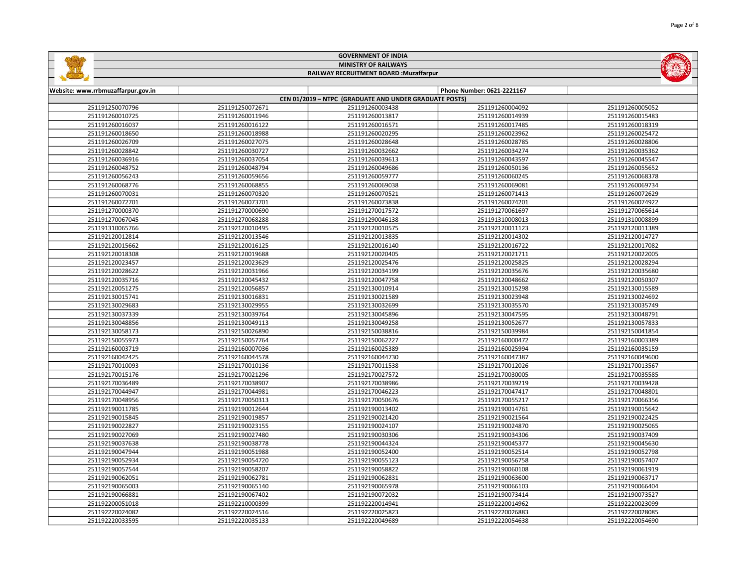# GOVERNMENT OF INDIA

## MINISTRY OF RAILWAYS

## RAILWAY RECRUITMENT BOARD :Muzaffarpur

| Website: www.rrbmuzaffarpur.gov.in | | | Phone Number: 0621-2221167 | |
|---|---|---|---|---|
| CEN 01/2019 – NTPC (GRADUATE AND UNDER GRADUATE POSTS) | | | | |
| 251191250070796 | 251191250072671 | 251191260003438 | 251191260004092 | 251191260005052 |
| 251191260010725 | 251191260011946 | 251191260013817 | 251191260014939 | 251191260015483 |
| 251191260016037 | 251191260016122 | 251191260016571 | 251191260017485 | 251191260018319 |
| 251191260018650 | 251191260018988 | 251191260020295 | 251191260023962 | 251191260025472 |
| 251191260026709 | 251191260027075 | 251191260028648 | 251191260028785 | 251191260028806 |
| 251191260028842 | 251191260030727 | 251191260032662 | 251191260034274 | 251191260035362 |
| 251191260036916 | 251191260037054 | 251191260039613 | 251191260043597 | 251191260045547 |
| 251191260048752 | 251191260048794 | 251191260049686 | 251191260050136 | 251191260055652 |
| 251191260056243 | 251191260059656 | 251191260059777 | 251191260060245 | 251191260068378 |
| 251191260068776 | 251191260068855 | 251191260069038 | 251191260069081 | 251191260069734 |
| 251191260070031 | 251191260070320 | 251191260070521 | 251191260071413 | 251191260072629 |
| 251191260072701 | 251191260073701 | 251191260073838 | 251191260074201 | 251191260074922 |
| 251191270000370 | 251191270000690 | 251191270017572 | 251191270061697 | 251191270065614 |
| 251191270067045 | 251191270068288 | 251191290046138 | 251191310008013 | 251191310008899 |
| 251191310065766 | 251192120010495 | 251192120010575 | 251192120011123 | 251192120011389 |
| 251192120012814 | 251192120013546 | 251192120013835 | 251192120014302 | 251192120014727 |
| 251192120015662 | 251192120016125 | 251192120016140 | 251192120016722 | 251192120017082 |
| 251192120018308 | 251192120019688 | 251192120020405 | 251192120021711 | 251192120022005 |
| 251192120023457 | 251192120023629 | 251192120025476 | 251192120025825 | 251192120028294 |
| 251192120028622 | 251192120031966 | 251192120034199 | 251192120035676 | 251192120035680 |
| 251192120035716 | 251192120045432 | 251192120047758 | 251192120048662 | 251192120050307 |
| 251192120051275 | 251192120056857 | 251192130010914 | 251192130015298 | 251192130015589 |
| 251192130015741 | 251192130016831 | 251192130021589 | 251192130023948 | 251192130024692 |
| 251192130029683 | 251192130029955 | 251192130032699 | 251192130035570 | 251192130035749 |
| 251192130037339 | 251192130039764 | 251192130045896 | 251192130047595 | 251192130048791 |
| 251192130048856 | 251192130049113 | 251192130049258 | 251192130052677 | 251192130057833 |
| 251192130058173 | 251192150026890 | 251192150038816 | 251192150039984 | 251192150041854 |
| 251192150055973 | 251192150057764 | 251192150062227 | 251192160000472 | 251192160003389 |
| 251192160003719 | 251192160007036 | 251192160025389 | 251192160025994 | 251192160035159 |
| 251192160042425 | 251192160044578 | 251192160044730 | 251192160047387 | 251192160049600 |
| 251192170010093 | 251192170010136 | 251192170011538 | 251192170012026 | 251192170013567 |
| 251192170015176 | 251192170021296 | 251192170027572 | 251192170030005 | 251192170035585 |
| 251192170036489 | 251192170038907 | 251192170038986 | 251192170039219 | 251192170039428 |
| 251192170044947 | 251192170044981 | 251192170046223 | 251192170047417 | 251192170048801 |
| 251192170048956 | 251192170050313 | 251192170050676 | 251192170055217 | 251192170066356 |
| 251192190011785 | 251192190012644 | 251192190013402 | 251192190014761 | 251192190015642 |
| 251192190015845 | 251192190019857 | 251192190021420 | 251192190021564 | 251192190022425 |
| 251192190022827 | 251192190023155 | 251192190024107 | 251192190024870 | 251192190025065 |
| 251192190027069 | 251192190027480 | 251192190030306 | 251192190034306 | 251192190037409 |
| 251192190037638 | 251192190038778 | 251192190044324 | 251192190045377 | 251192190045630 |
| 251192190047944 | 251192190051988 | 251192190052400 | 251192190052514 | 251192190052798 |
| 251192190052934 | 251192190054720 | 251192190055123 | 251192190056758 | 251192190057407 |
| 251192190057544 | 251192190058207 | 251192190058822 | 251192190060108 | 251192190061919 |
| 251192190062051 | 251192190062831 | 251192190063600 | 251192190063717 |  |
| 251192190065003 | 251192190065140 | 251192190065978 | 251192190066103 | 251192190066404 |
| 251192190066881 | 251192190067402 | 251192190072032 | 251192190073414 | 251192190073527 |
| 251192200051018 | 251192210000399 | 251192220014941 | 251192220014962 | 251192220023099 |
| 251192220024082 | 251192220024516 | 251192220025823 | 251192220026883 | 251192220028085 |
| 251192220033595 | 251192220035133 | 251192220049689 | 251192220054638 | 251192220054690 |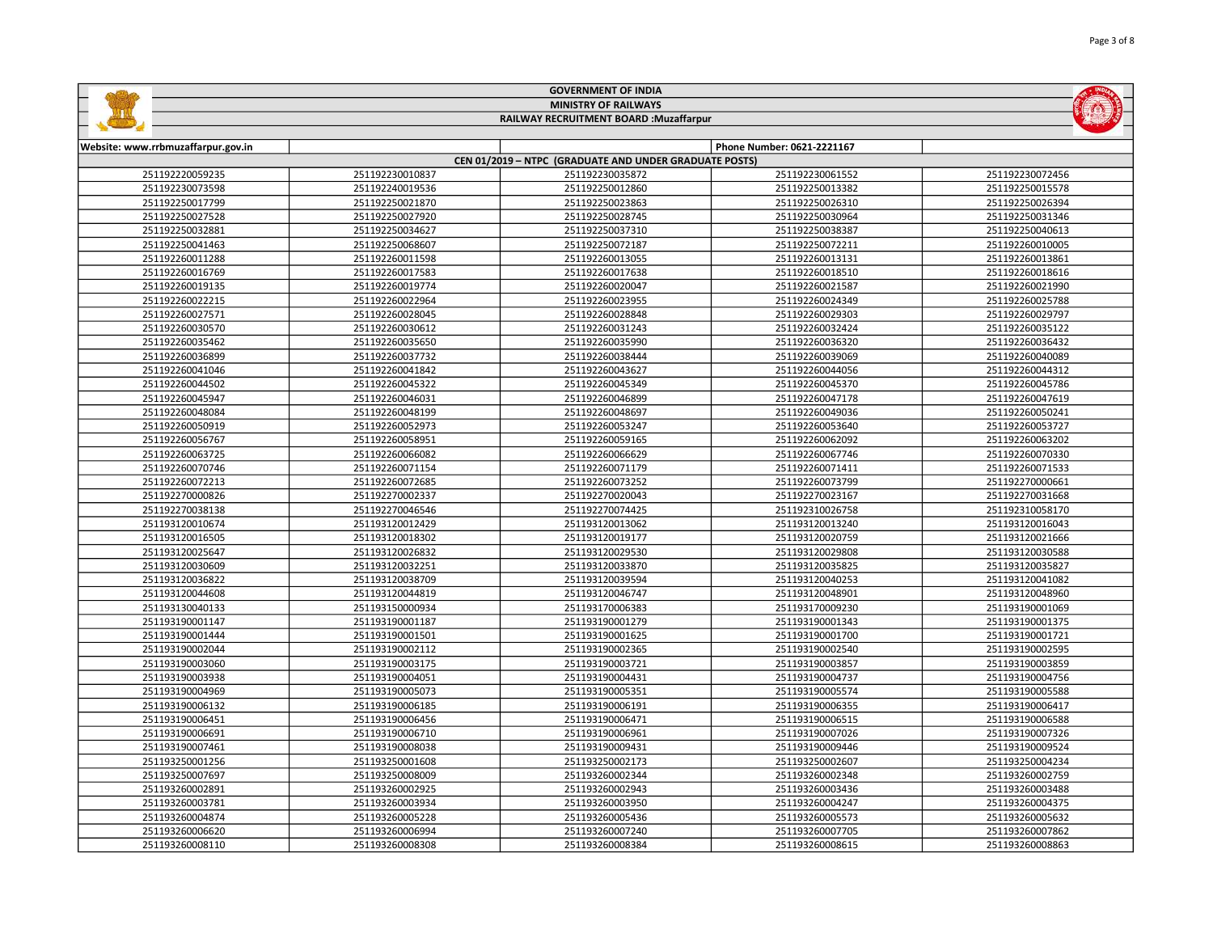GOVERNMENT OF INDIA

MINISTRY OF RAILWAYS

RAILWAY RECRUITMENT BOARD :Muzaffarpur

| Website: www.rrbmuzaffarpur.gov.in | | | Phone Number: 0621-2221167 | |
|---|---|---|---|---|
| CEN 01/2019 – NTPC (GRADUATE AND UNDER GRADUATE POSTS) | | | | |
| 251192220059235 | 251192230010837 | 251192230035872 | 251192230061552 | 251192230072456 |
| 251192230073598 | 251192240019536 | 251192250012860 | 251192250013382 | 251192250015578 |
| 251192250017799 | 251192250021870 | 251192250023863 | 251192250026310 | 251192250026394 |
| 251192250027528 | 251192250027920 | 251192250028745 | 251192250030964 | 251192250031346 |
| 251192250032881 | 251192250034627 | 251192250037310 | 251192250038387 | 251192250040613 |
| 251192250041463 | 251192250068607 | 251192250072187 | 251192250072211 | 251192260010005 |
| 251192260011288 | 251192260011598 | 251192260013055 | 251192260013131 | 251192260013861 |
| 251192260016769 | 251192260017583 | 251192260017638 | 251192260018510 | 251192260018616 |
| 251192260019135 | 251192260019774 | 251192260020047 | 251192260021587 | 251192260021990 |
| 251192260022215 | 251192260022964 | 251192260023955 | 251192260024349 | 251192260025788 |
| 251192260027571 | 251192260028045 | 251192260028848 | 251192260029303 | 251192260029797 |
| 251192260030570 | 251192260030612 | 251192260031243 | 251192260032424 | 251192260035122 |
| 251192260035462 | 251192260035650 | 251192260035990 | 251192260036320 | 251192260036432 |
| 251192260036899 | 251192260037732 | 251192260038444 | 251192260039069 | 251192260040089 |
| 251192260041046 | 251192260041842 | 251192260043627 | 251192260044056 | 251192260044312 |
| 251192260044502 | 251192260045322 | 251192260045349 | 251192260045370 | 251192260045786 |
| 251192260045947 | 251192260046031 | 251192260046899 | 251192260047178 | 251192260047619 |
| 251192260048084 | 251192260048199 | 251192260048697 | 251192260049036 | 251192260050241 |
| 251192260050919 | 251192260052973 | 251192260053247 | 251192260053640 | 251192260053727 |
| 251192260056767 | 251192260058951 | 251192260059165 | 251192260062092 | 251192260063202 |
| 251192260063725 | 251192260066082 | 251192260066629 | 251192260067746 | 251192260070330 |
| 251192260070746 | 251192260071154 | 251192260071179 | 251192260071411 | 251192260071533 |
| 251192260072213 | 251192260072685 | 251192260073252 | 251192260073799 | 251192270000661 |
| 251192270000826 | 251192270002337 | 251192270020043 | 251192270023167 | 251192270031668 |
| 251192270038138 | 251192270046546 | 251192270074425 | 251192310026758 | 251192310058170 |
| 251193120010674 | 251193120012429 | 251193120013062 | 251193120013240 | 251193120016043 |
| 251193120016505 | 251193120018302 | 251193120019177 | 251193120020759 | 251193120021666 |
| 251193120025647 | 251193120026832 | 251193120029530 | 251193120029808 | 251193120030588 |
| 251193120030609 | 251193120032251 | 251193120033870 | 251193120035825 | 251193120035827 |
| 251193120036822 | 251193120038709 | 251193120039594 | 251193120040253 | 251193120041082 |
| 251193120044608 | 251193120044819 | 251193120046747 | 251193120048901 | 251193120048960 |
| 251193130040133 | 251193150000934 | 251193170006383 | 251193170009230 | 251193190001069 |
| 251193190001147 | 251193190001187 | 251193190001279 | 251193190001343 | 251193190001375 |
| 251193190001444 | 251193190001501 | 251193190001625 | 251193190001700 | 251193190001721 |
| 251193190002044 | 251193190002112 | 251193190002365 | 251193190002540 | 251193190002595 |
| 251193190003060 | 251193190003175 | 251193190003721 | 251193190003857 | 251193190003859 |
| 251193190003938 | 251193190004051 | 251193190004431 | 251193190004737 | 251193190004756 |
| 251193190004969 | 251193190005073 | 251193190005351 | 251193190005574 | 251193190005588 |
| 251193190006132 | 251193190006185 | 251193190006191 | 251193190006355 | 251193190006417 |
| 251193190006451 | 251193190006456 | 251193190006471 | 251193190006515 | 251193190006588 |
| 251193190006691 | 251193190006710 | 251193190006961 | 251193190007026 | 251193190007326 |
| 251193190007461 | 251193190008038 | 251193190009431 | 251193190009446 | 251193190009524 |
| 251193250001256 | 251193250001608 | 251193250002173 | 251193250002607 | 251193250004234 |
| 251193250007697 | 251193250008009 | 251193260002344 | 251193260002348 | 251193260002759 |
| 251193260002891 | 251193260002925 | 251193260002943 | 251193260003436 | 251193260003488 |
| 251193260003781 | 251193260003934 | 251193260003950 | 251193260004247 | 251193260004375 |
| 251193260004874 | 251193260005228 | 251193260005436 | 251193260005573 | 251193260005632 |
| 251193260006620 | 251193260006994 | 251193260007240 | 251193260007705 | 251193260007862 |
| 251193260008110 | 251193260008308 | 251193260008384 | 251193260008615 | 251193260008863 |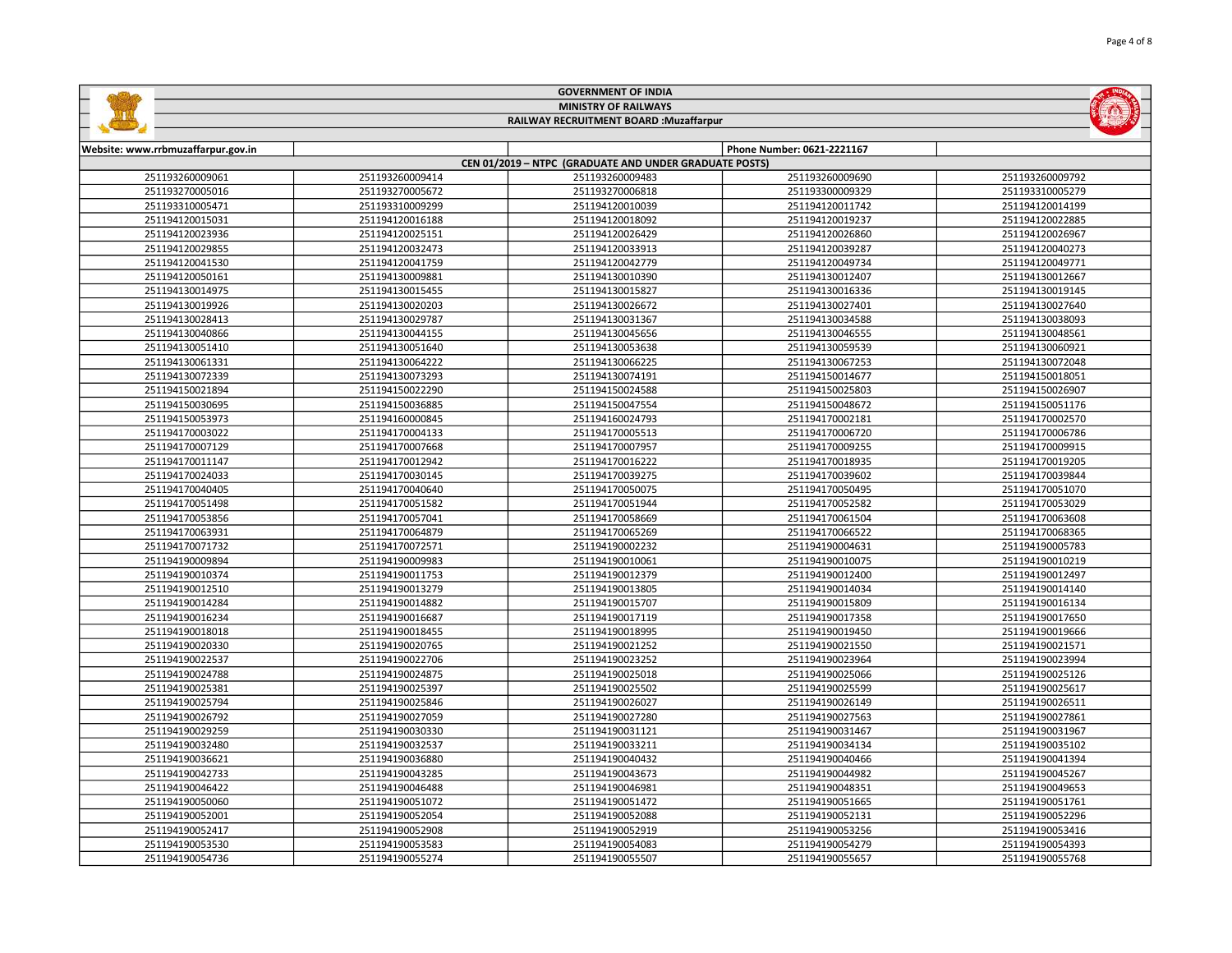# GOVERNMENT OF INDIA

## MINISTRY OF RAILWAYS

### RAILWAY RECRUITMENT BOARD :Muzaffarpur

| Website: www.rrbmuzaffarpur.gov.in | | | Phone Number: 0621-2221167 | |
|---|---|---|---|---|
| CEN 01/2019 – NTPC (GRADUATE AND UNDER GRADUATE POSTS) | | | | |
| 251193260009061 | 251193260009414 | 251193260009483 | 251193260009690 | 251193260009792 |
| 251193270005016 | 251193270005672 | 251193270006818 | 251193300009329 | 251193310005279 |
| 251193310005471 | 251193310009299 | 251194120010039 | 251194120011742 | 251194120014199 |
| 251194120015031 | 251194120016188 | 251194120018092 | 251194120019237 | 251194120022885 |
| 251194120023936 | 251194120025151 | 251194120026429 | 251194120026860 | 251194120026967 |
| 251194120029855 | 251194120032473 | 251194120033913 | 251194120039287 | 251194120040273 |
| 251194120041530 | 251194120041759 | 251194120042779 | 251194120049734 | 251194120049771 |
| 251194120050161 | 251194130009881 | 251194130010390 | 251194130012407 | 251194130012667 |
| 251194130014975 | 251194130015455 | 251194130015827 | 251194130016336 | 251194130019145 |
| 251194130019926 | 251194130020203 | 251194130026672 | 251194130027401 | 251194130027640 |
| 251194130028413 | 251194130029787 | 251194130031367 | 251194130034588 | 251194130038093 |
| 251194130040866 | 251194130044155 | 251194130045656 | 251194130046555 | 251194130048561 |
| 251194130051410 | 251194130051640 | 251194130053638 | 251194130059539 | 251194130060921 |
| 251194130061331 | 251194130064222 | 251194130066225 | 251194130067253 | 251194130072048 |
| 251194130072339 | 251194130073293 | 251194130074191 | 251194150014677 | 251194150018051 |
| 251194150021894 | 251194150022290 | 251194150024588 | 251194150025803 | 251194150026907 |
| 251194150030695 | 251194150036885 | 251194150047554 | 251194150048672 | 251194150051176 |
| 251194150053973 | 251194160000845 | 251194160024793 | 251194170002181 | 251194170002570 |
| 251194170003022 | 251194170004133 | 251194170005513 | 251194170006720 | 251194170006786 |
| 251194170007129 | 251194170007668 | 251194170007957 | 251194170009255 | 251194170009915 |
| 251194170011147 | 251194170012942 | 251194170016222 | 251194170018935 | 251194170019205 |
| 251194170024033 | 251194170030145 | 251194170039275 | 251194170039602 | 251194170039844 |
| 251194170040405 | 251194170040640 | 251194170050075 | 251194170050495 | 251194170051070 |
| 251194170051498 | 251194170051582 | 251194170051944 | 251194170052582 | 251194170053029 |
| 251194170053856 | 251194170057041 | 251194170058669 | 251194170061504 | 251194170063608 |
| 251194170063931 | 251194170064879 | 251194170065269 | 251194170066522 | 251194170068365 |
| 251194170071732 | 251194170072571 | 251194190002232 | 251194190004631 | 251194190005783 |
| 251194190009894 | 251194190009983 | 251194190010061 | 251194190010075 | 251194190010219 |
| 251194190010374 | 251194190011753 | 251194190012379 | 251194190012400 | 251194190012497 |
| 251194190012510 | 251194190013279 | 251194190013805 | 251194190014034 | 251194190014140 |
| 251194190014284 | 251194190014882 | 251194190015707 | 251194190015809 | 251194190016134 |
| 251194190016234 | 251194190016687 | 251194190017119 | 251194190017358 | 251194190017650 |
| 251194190018018 | 251194190018455 | 251194190018995 | 251194190019450 | 251194190019666 |
| 251194190020330 | 251194190020765 | 251194190021252 | 251194190021550 | 251194190021571 |
| 251194190022537 | 251194190022706 | 251194190023252 | 251194190023964 | 251194190023994 |
| 251194190024788 | 251194190024875 | 251194190025018 | 251194190025066 | 251194190025126 |
| 251194190025381 | 251194190025397 | 251194190025502 | 251194190025599 | 251194190025617 |
| 251194190025794 | 251194190025846 | 251194190026027 | 251194190026149 | 251194190026511 |
| 251194190026792 | 251194190027059 | 251194190027280 | 251194190027563 | 251194190027861 |
| 251194190029259 | 251194190030330 | 251194190031121 | 251194190031467 | 251194190031967 |
| 251194190032480 | 251194190032537 | 251194190033211 | 251194190034134 | 251194190035102 |
| 251194190036621 | 251194190036880 | 251194190040432 | 251194190040466 | 251194190041394 |
| 251194190042733 | 251194190043285 | 251194190043673 | 251194190044982 | 251194190045267 |
| 251194190046422 | 251194190046488 | 251194190046981 | 251194190048351 | 251194190049653 |
| 251194190050060 | 251194190051072 | 251194190051472 | 251194190051665 | 251194190051761 |
| 251194190052001 | 251194190052054 | 251194190052088 | 251194190052131 | 251194190052296 |
| 251194190052417 | 251194190052908 | 251194190052919 | 251194190053256 | 251194190053416 |
| 251194190053530 | 251194190053583 | 251194190054083 | 251194190054279 | 251194190054393 |
| 251194190054736 | 251194190055274 | 251194190055507 | 251194190055657 | 251194190055768 |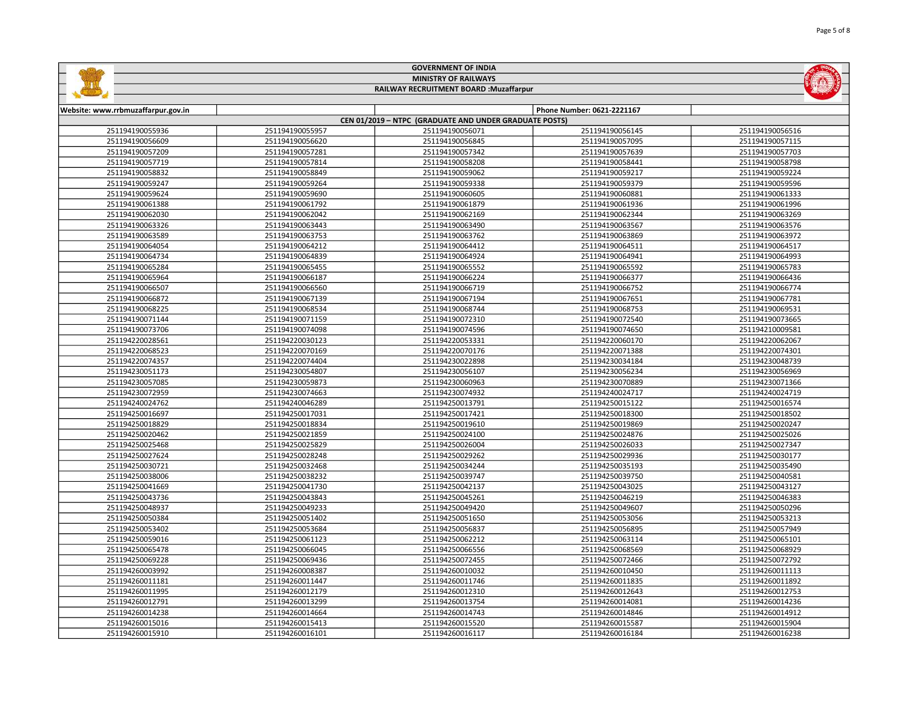GOVERNMENT OF INDIA

MINISTRY OF RAILWAYS

RAILWAY RECRUITMENT BOARD :Muzaffarpur

| Website: www.rrbmuzaffarpur.gov.in | | | Phone Number: 0621-2221167 | |
|---|---|---|---|---|
| CEN 01/2019 – NTPC (GRADUATE AND UNDER GRADUATE POSTS) | | | | |
| 251194190055936 | 251194190055957 | 251194190056071 | 251194190056145 | 251194190056516 |
| 251194190056609 | 251194190056620 | 251194190056845 | 251194190057095 | 251194190057115 |
| 251194190057209 | 251194190057281 | 251194190057342 | 251194190057639 | 251194190057703 |
| 251194190057719 | 251194190057814 | 251194190058208 | 251194190058441 | 251194190058798 |
| 251194190058832 | 251194190058849 | 251194190059062 | 251194190059217 | 251194190059224 |
| 251194190059247 | 251194190059264 | 251194190059338 | 251194190059379 | 251194190059596 |
| 251194190059624 | 251194190059690 | 251194190060605 | 251194190060881 | 251194190061333 |
| 251194190061388 | 251194190061792 | 251194190061879 | 251194190061936 | 251194190061996 |
| 251194190062030 | 251194190062042 | 251194190062169 | 251194190062344 | 251194190063269 |
| 251194190063326 | 251194190063443 | 251194190063490 | 251194190063567 | 251194190063576 |
| 251194190063589 | 251194190063753 | 251194190063762 | 251194190063869 | 251194190063972 |
| 251194190064054 | 251194190064212 | 251194190064412 | 251194190064511 | 251194190064517 |
| 251194190064734 | 251194190064839 | 251194190064924 | 251194190064941 | 251194190064993 |
| 251194190065284 | 251194190065455 | 251194190065552 | 251194190065592 | 251194190065783 |
| 251194190065964 | 251194190066187 | 251194190066224 | 251194190066377 | 251194190066436 |
| 251194190066507 | 251194190066560 | 251194190066719 | 251194190066752 | 251194190066774 |
| 251194190066872 | 251194190067139 | 251194190067194 | 251194190067651 | 251194190067781 |
| 251194190068225 | 251194190068534 | 251194190068744 | 251194190068753 | 251194190069531 |
| 251194190071144 | 251194190071159 | 251194190072310 | 251194190072540 | 251194190073665 |
| 251194190073706 | 251194190074098 | 251194190074596 | 251194190074650 | 251194210009581 |
| 251194220028561 | 251194220030123 | 251194220053331 | 251194220060170 | 251194220062067 |
| 251194220068523 | 251194220070169 | 251194220070176 | 251194220071388 | 251194220074301 |
| 251194220074357 | 251194220074404 | 251194230022898 | 251194230034184 | 251194230048739 |
| 251194230051173 | 251194230054807 | 251194230056107 | 251194230056234 | 251194230056969 |
| 251194230057085 | 251194230059873 | 251194230060963 | 251194230070889 | 251194230071366 |
| 251194230072959 | 251194230074663 | 251194230074932 | 251194240024717 | 251194240024719 |
| 251194240024762 | 251194240046289 | 251194250013791 | 251194250015122 | 251194250016574 |
| 251194250016697 | 251194250017031 | 251194250017421 | 251194250018300 | 251194250018502 |
| 251194250018829 | 251194250018834 | 251194250019610 | 251194250019869 | 251194250020247 |
| 251194250020462 | 251194250021859 | 251194250024100 | 251194250024876 | 251194250025026 |
| 251194250025468 | 251194250025829 | 251194250026004 | 251194250026033 | 251194250027347 |
| 251194250027624 | 251194250028248 | 251194250029262 | 251194250029936 | 251194250030177 |
| 251194250030721 | 251194250032468 | 251194250034244 | 251194250035193 | 251194250035490 |
| 251194250038006 | 251194250038232 | 251194250039747 | 251194250039750 | 251194250040581 |
| 251194250041669 | 251194250041730 | 251194250042137 | 251194250043025 | 251194250043127 |
| 251194250043736 | 251194250043843 | 251194250045261 | 251194250046219 | 251194250046383 |
| 251194250048937 | 251194250049233 | 251194250049420 | 251194250049607 | 251194250050296 |
| 251194250050384 | 251194250051402 | 251194250051650 | 251194250053056 | 251194250053213 |
| 251194250053402 | 251194250053684 | 251194250056837 | 251194250056895 | 251194250057949 |
| 251194250059016 | 251194250061123 | 251194250062212 | 251194250063114 | 251194250065101 |
| 251194250065478 | 251194250066045 | 251194250066556 | 251194250068569 | 251194250068929 |
| 251194250069228 | 251194250069436 | 251194250072455 | 251194250072466 | 251194250072792 |
| 251194260003992 | 251194260008387 | 251194260010032 | 251194260010450 | 251194260011113 |
| 251194260011181 | 251194260011447 | 251194260011746 | 251194260011835 | 251194260011892 |
| 251194260011995 | 251194260012179 | 251194260012310 | 251194260012643 | 251194260012753 |
| 251194260012791 | 251194260013299 | 251194260013754 | 251194260014081 | 251194260014236 |
| 251194260014238 | 251194260014664 | 251194260014743 | 251194260014846 | 251194260014912 |
| 251194260015016 | 251194260015413 | 251194260015520 | 251194260015587 | 251194260015904 |
| 251194260015910 | 251194260016101 | 251194260016117 | 251194260016184 | 251194260016238 |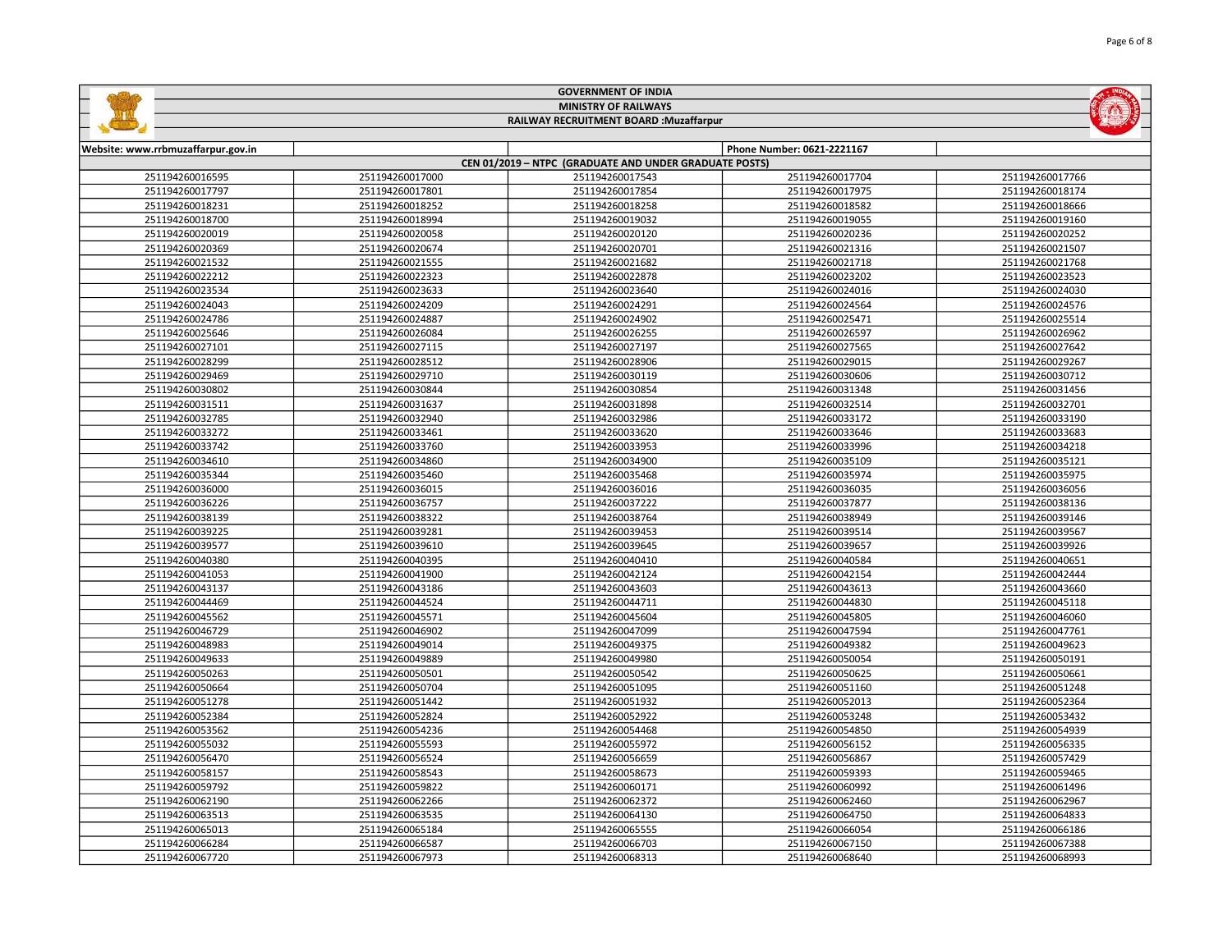# GOVERNMENT OF INDIA

## MINISTRY OF RAILWAYS

### RAILWAY RECRUITMENT BOARD :Muzaffarpur

| Website: www.rrbmuzaffarpur.gov.in | | | Phone Number: 0621-2221167 | |
|---|---|---|---|---|
| CEN 01/2019 – NTPC (GRADUATE AND UNDER GRADUATE POSTS) | | | | |
| 251194260016595 | 251194260017000 | 251194260017543 | 251194260017704 | 251194260017766 |
| 251194260017797 | 251194260017801 | 251194260017854 | 251194260017975 | 251194260018174 |
| 251194260018231 | 251194260018252 | 251194260018258 | 251194260018582 | 251194260018666 |
| 251194260018700 | 251194260018994 | 251194260019032 | 251194260019055 | 251194260019160 |
| 251194260020019 | 251194260020058 | 251194260020120 | 251194260020236 | 251194260020252 |
| 251194260020369 | 251194260020674 | 251194260020701 | 251194260021316 | 251194260021507 |
| 251194260021532 | 251194260021555 | 251194260021682 | 251194260021718 | 251194260021768 |
| 251194260022212 | 251194260022323 | 251194260022878 | 251194260023202 | 251194260023523 |
| 251194260023534 | 251194260023633 | 251194260023640 | 251194260024016 | 251194260024030 |
| 251194260024043 | 251194260024209 | 251194260024291 | 251194260024564 | 251194260024576 |
| 251194260024786 | 251194260024887 | 251194260024902 | 251194260025471 | 251194260025514 |
| 251194260025646 | 251194260026084 | 251194260026255 | 251194260026597 | 251194260026962 |
| 251194260027101 | 251194260027115 | 251194260027197 | 251194260027565 | 251194260027642 |
| 251194260028299 | 251194260028512 | 251194260028906 | 251194260029015 | 251194260029267 |
| 251194260029469 | 251194260029710 | 251194260030119 | 251194260030606 | 251194260030712 |
| 251194260030802 | 251194260030844 | 251194260030854 | 251194260031348 | 251194260031456 |
| 251194260031511 | 251194260031637 | 251194260031898 | 251194260032514 | 251194260032701 |
| 251194260032785 | 251194260032940 | 251194260032986 | 251194260033172 | 251194260033190 |
| 251194260033272 | 251194260033461 | 251194260033620 | 251194260033646 | 251194260033683 |
| 251194260033742 | 251194260033760 | 251194260033953 | 251194260033996 | 251194260034218 |
| 251194260034610 | 251194260034860 | 251194260034900 | 251194260035109 | 251194260035121 |
| 251194260035344 | 251194260035460 | 251194260035468 | 251194260035974 | 251194260035975 |
| 251194260036000 | 251194260036015 | 251194260036016 | 251194260036035 | 251194260036056 |
| 251194260036226 | 251194260036757 | 251194260037222 | 251194260037877 | 251194260038136 |
| 251194260038139 | 251194260038322 | 251194260038764 | 251194260038949 | 251194260039146 |
| 251194260039225 | 251194260039281 | 251194260039453 | 251194260039514 | 251194260039567 |
| 251194260039577 | 251194260039610 | 251194260039645 | 251194260039657 | 251194260039926 |
| 251194260040380 | 251194260040395 | 251194260040410 | 251194260040584 | 251194260040651 |
| 251194260041053 | 251194260041900 | 251194260042124 | 251194260042154 | 251194260042444 |
| 251194260043137 | 251194260043186 | 251194260043603 | 251194260043613 | 251194260043660 |
| 251194260044469 | 251194260044524 | 251194260044711 | 251194260044830 | 251194260045118 |
| 251194260045562 | 251194260045571 | 251194260045604 | 251194260045805 | 251194260046060 |
| 251194260046729 | 251194260046902 | 251194260047099 | 251194260047594 | 251194260047761 |
| 251194260048983 | 251194260049014 | 251194260049375 | 251194260049382 | 251194260049623 |
| 251194260049633 | 251194260049889 | 251194260049980 | 251194260050054 | 251194260050191 |
| 251194260050263 | 251194260050501 | 251194260050542 | 251194260050625 | 251194260050661 |
| 251194260050664 | 251194260050704 | 251194260051095 | 251194260051160 | 251194260051248 |
| 251194260051278 | 251194260051442 | 251194260051932 | 251194260052013 | 251194260052364 |
| 251194260052384 | 251194260052824 | 251194260052922 | 251194260053248 | 251194260053432 |
| 251194260053562 | 251194260054236 | 251194260054468 | 251194260054850 | 251194260054939 |
| 251194260055032 | 251194260055593 | 251194260055972 | 251194260056152 | 251194260056335 |
| 251194260056470 | 251194260056524 | 251194260056659 | 251194260056867 | 251194260057429 |
| 251194260058157 | 251194260058543 | 251194260058673 | 251194260059393 | 251194260059465 |
| 251194260059792 | 251194260059822 | 251194260060171 | 251194260060992 | 251194260061496 |
| 251194260062190 | 251194260062266 | 251194260062372 | 251194260062460 | 251194260062967 |
| 251194260063513 | 251194260063535 | 251194260064130 | 251194260064750 | 251194260064833 |
| 251194260065013 | 251194260065184 | 251194260065555 | 251194260066054 | 251194260066186 |
| 251194260066284 | 251194260066587 | 251194260066703 | 251194260067150 | 251194260067388 |
| 251194260067720 | 251194260067973 | 251194260068313 | 251194260068640 | 251194260068993 |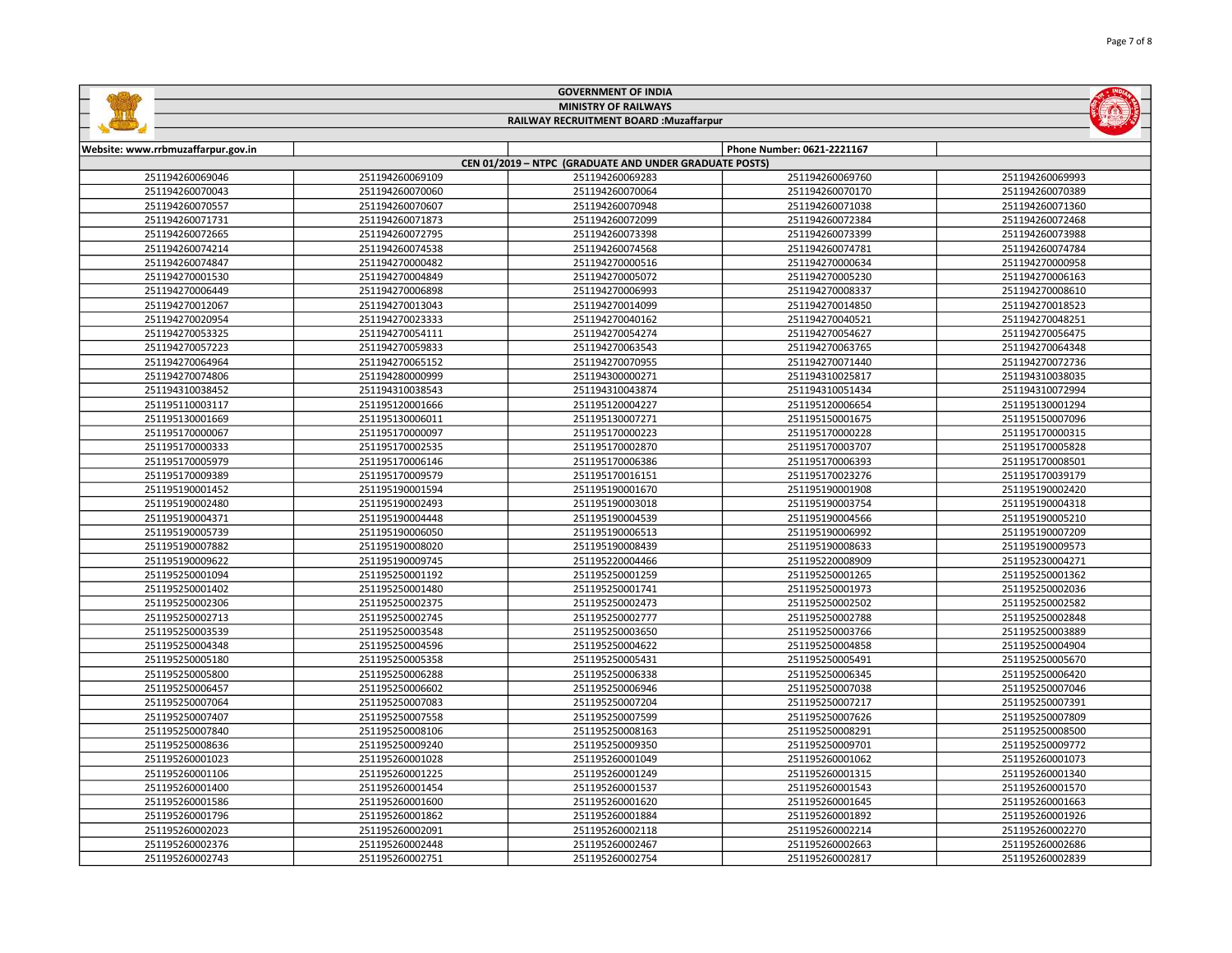# GOVERNMENT OF INDIA
## MINISTRY OF RAILWAYS
### RAILWAY RECRUITMENT BOARD :Muzaffarpur

Website: www.rrbmuzaffarpur.gov.in | Phone Number: 0621-2221167

**CEN 01/2019 – NTPC (GRADUATE AND UNDER GRADUATE POSTS)**

| | | | | |
|---|---|---|---|---|
| 251194260069046 | 251194260069109 | 251194260069283 | 251194260069760 | 251194260069993 |
| 251194260070043 | 251194260070060 | 251194260070064 | 251194260070170 | 251194260070389 |
| 251194260070557 | 251194260070607 | 251194260070948 | 251194260071038 | 251194260071360 |
| 251194260071731 | 251194260071873 | 251194260072099 | 251194260072384 | 251194260072468 |
| 251194260072665 | 251194260072795 | 251194260073398 | 251194260073399 | 251194260073988 |
| 251194260074214 | 251194260074538 | 251194260074568 | 251194260074781 | 251194260074784 |
| 251194260074847 | 251194270000482 | 251194270000516 | 251194270000634 | 251194270000958 |
| 251194270001530 | 251194270004849 | 251194270005072 | 251194270005230 | 251194270006163 |
| 251194270006449 | 251194270006898 | 251194270006993 | 251194270008337 | 251194270008610 |
| 251194270012067 | 251194270013043 | 251194270014099 | 251194270014850 | 251194270018523 |
| 251194270020954 | 251194270023333 | 251194270040162 | 251194270040521 | 251194270048251 |
| 251194270053325 | 251194270054111 | 251194270054274 | 251194270054627 | 251194270056475 |
| 251194270057223 | 251194270059833 | 251194270063543 | 251194270063765 | 251194270064348 |
| 251194270064964 | 251194270065152 | 251194270070955 | 251194270071440 | 251194270072736 |
| 251194270074806 | 251194280000999 | 251194300000271 | 251194310025817 | 251194310038035 |
| 251194310038452 | 251194310038543 | 251194310043874 | 251194310051434 | 251194310072994 |
| 251195110003117 | 251195120001666 | 251195120004227 | 251195120006654 | 251195130001294 |
| 251195130001669 | 251195130006011 | 251195130007271 | 251195150001675 | 251195150007096 |
| 251195170000067 | 251195170000097 | 251195170000223 | 251195170000228 | 251195170000315 |
| 251195170000333 | 251195170002535 | 251195170002870 | 251195170003707 | 251195170005828 |
| 251195170005979 | 251195170006146 | 251195170006386 | 251195170006393 | 251195170008501 |
| 251195170009389 | 251195170009579 | 251195170016151 | 251195170023276 | 251195170039179 |
| 251195190001452 | 251195190001594 | 251195190001670 | 251195190001908 | 251195190002420 |
| 251195190002480 | 251195190002493 | 251195190003018 | 251195190003754 | 251195190004318 |
| 251195190004371 | 251195190004448 | 251195190004539 | 251195190004566 | 251195190005210 |
| 251195190005739 | 251195190006050 | 251195190006513 | 251195190006992 | 251195190007209 |
| 251195190007882 | 251195190008020 | 251195190008439 | 251195190008633 | 251195190009573 |
| 251195190009622 | 251195190009745 | 251195220004466 | 251195220008909 | 251195230004271 |
| 251195250001094 | 251195250001192 | 251195250001259 | 251195250001265 | 251195250001362 |
| 251195250001402 | 251195250001480 | 251195250001741 | 251195250001973 | 251195250002036 |
| 251195250002306 | 251195250002375 | 251195250002473 | 251195250002502 | 251195250002582 |
| 251195250002713 | 251195250002745 | 251195250002777 | 251195250002788 | 251195250002848 |
| 251195250003539 | 251195250003548 | 251195250003650 | 251195250003766 | 251195250003889 |
| 251195250004348 | 251195250004596 | 251195250004622 | 251195250004858 | 251195250004904 |
| 251195250005180 | 251195250005358 | 251195250005431 | 251195250005491 | 251195250005670 |
| 251195250005800 | 251195250006288 | 251195250006338 | 251195250006345 | 251195250006420 |
| 251195250006457 | 251195250006602 | 251195250006946 | 251195250007038 | 251195250007046 |
| 251195250007064 | 251195250007083 | 251195250007204 | 251195250007217 | 251195250007391 |
| 251195250007407 | 251195250007558 | 251195250007599 | 251195250007626 | 251195250007809 |
| 251195250007840 | 251195250008106 | 251195250008163 | 251195250008291 | 251195250008500 |
| 251195250008636 | 251195250009240 | 251195250009350 | 251195250009701 | 251195250009772 |
| 251195260001023 | 251195260001028 | 251195260001049 | 251195260001062 | 251195260001073 |
| 251195260001106 | 251195260001225 | 251195260001249 | 251195260001315 | 251195260001340 |
| 251195260001400 | 251195260001454 | 251195260001537 | 251195260001543 | 251195260001570 |
| 251195260001586 | 251195260001600 | 251195260001620 | 251195260001645 | 251195260001663 |
| 251195260001796 | 251195260001862 | 251195260001884 | 251195260001892 | 251195260001926 |
| 251195260002023 | 251195260002091 | 251195260002118 | 251195260002214 | 251195260002270 |
| 251195260002376 | 251195260002448 | 251195260002467 | 251195260002663 | 251195260002686 |
| 251195260002743 | 251195260002751 | 251195260002754 | 251195260002817 | 251195260002839 |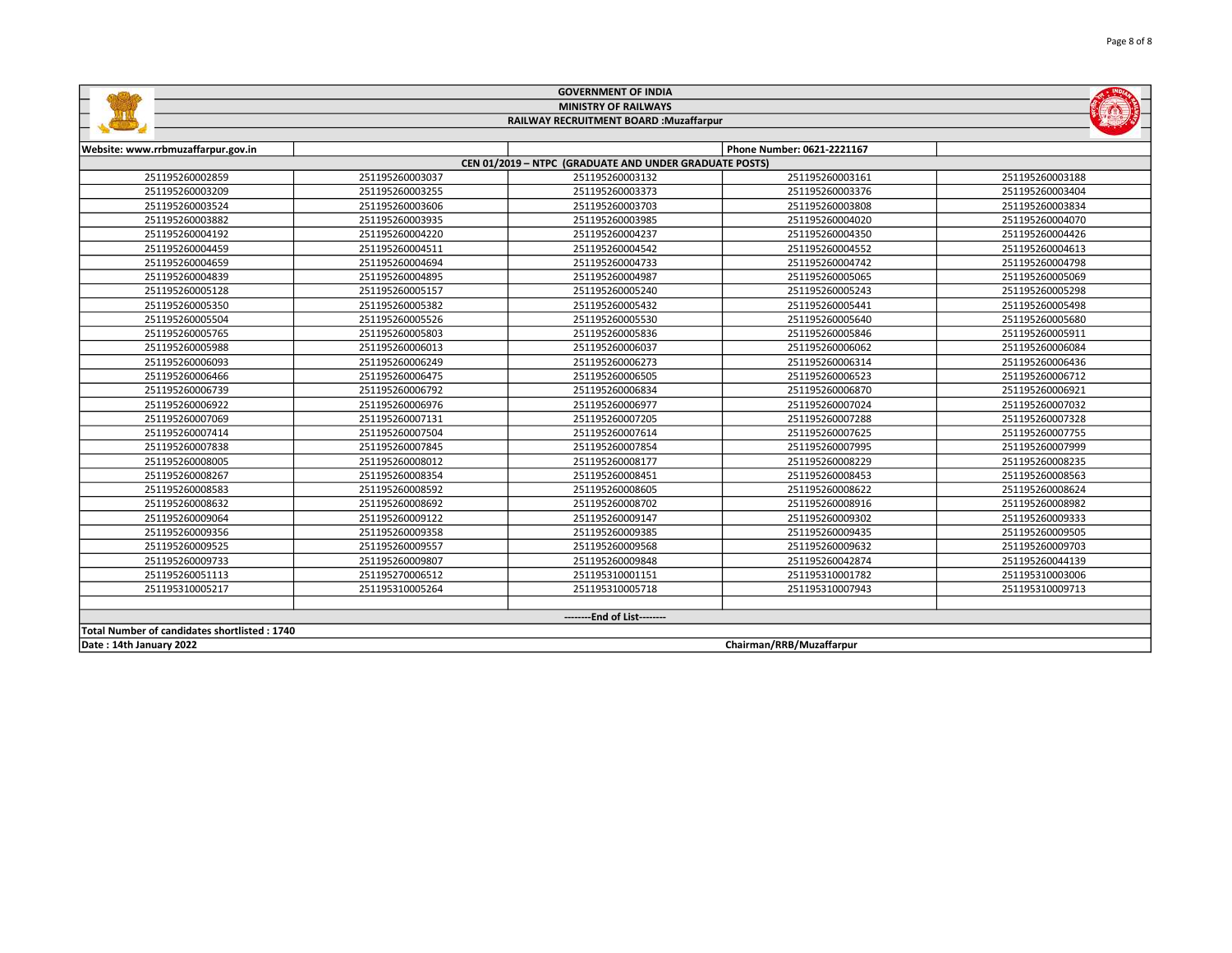**GOVERNMENT OF INDIA**

**MINISTRY OF RAILWAYS**

**RAILWAY RECRUITMENT BOARD :Muzaffarpur**

**Website: www.rrbmuzaffarpur.gov.in** | **Phone Number: 0621-2221167**

**CEN 01/2019 – NTPC (GRADUATE AND UNDER GRADUATE POSTS)**

| | | | | |
|---|---|---|---|---|
| 251195260002859 | 251195260003037 | 251195260003132 | 251195260003161 | 251195260003188 |
| 251195260003209 | 251195260003255 | 251195260003373 | 251195260003376 | 251195260003404 |
| 251195260003524 | 251195260003606 | 251195260003703 | 251195260003808 | 251195260003834 |
| 251195260003882 | 251195260003935 | 251195260003985 | 251195260004020 | 251195260004070 |
| 251195260004192 | 251195260004220 | 251195260004237 | 251195260004350 | 251195260004426 |
| 251195260004459 | 251195260004511 | 251195260004542 | 251195260004552 | 251195260004613 |
| 251195260004659 | 251195260004694 | 251195260004733 | 251195260004742 | 251195260004798 |
| 251195260004839 | 251195260004895 | 251195260004987 | 251195260005065 | 251195260005069 |
| 251195260005128 | 251195260005157 | 251195260005240 | 251195260005243 | 251195260005298 |
| 251195260005350 | 251195260005382 | 251195260005432 | 251195260005441 | 251195260005498 |
| 251195260005504 | 251195260005526 | 251195260005530 | 251195260005640 | 251195260005680 |
| 251195260005765 | 251195260005803 | 251195260005836 | 251195260005846 | 251195260005911 |
| 251195260005988 | 251195260006013 | 251195260006037 | 251195260006062 | 251195260006084 |
| 251195260006093 | 251195260006249 | 251195260006273 | 251195260006314 | 251195260006436 |
| 251195260006466 | 251195260006475 | 251195260006505 | 251195260006523 | 251195260006712 |
| 251195260006739 | 251195260006792 | 251195260006834 | 251195260006870 | 251195260006921 |
| 251195260006922 | 251195260006976 | 251195260006977 | 251195260007024 | 251195260007032 |
| 251195260007069 | 251195260007131 | 251195260007205 | 251195260007288 | 251195260007328 |
| 251195260007414 | 251195260007504 | 251195260007614 | 251195260007625 | 251195260007755 |
| 251195260007838 | 251195260007845 | 251195260007854 | 251195260007995 | 251195260007999 |
| 251195260008005 | 251195260008012 | 251195260008177 | 251195260008229 | 251195260008235 |
| 251195260008267 | 251195260008354 | 251195260008451 | 251195260008453 | 251195260008563 |
| 251195260008583 | 251195260008592 | 251195260008605 | 251195260008622 | 251195260008624 |
| 251195260008632 | 251195260008692 | 251195260008702 | 251195260008916 | 251195260008982 |
| 251195260009064 | 251195260009122 | 251195260009147 | 251195260009302 | 251195260009333 |
| 251195260009356 | 251195260009358 | 251195260009385 | 251195260009435 | 251195260009505 |
| 251195260009525 | 251195260009557 | 251195260009568 | 251195260009632 | 251195260009703 |
| 251195260009733 | 251195260009807 | 251195260009848 | 251195260042874 | 251195260044139 |
| 251195260051113 | 251195270006512 | 251195310001151 | 251195310001782 | 251195310003006 |
| 251195310005217 | 251195310005264 | 251195310005718 | 251195310007943 | 251195310009713 |

--------End of List--------

**Total Number of candidates shortlisted : 1740**

**Date : 14th January 2022**

**Chairman/RRB/Muzaffarpur**